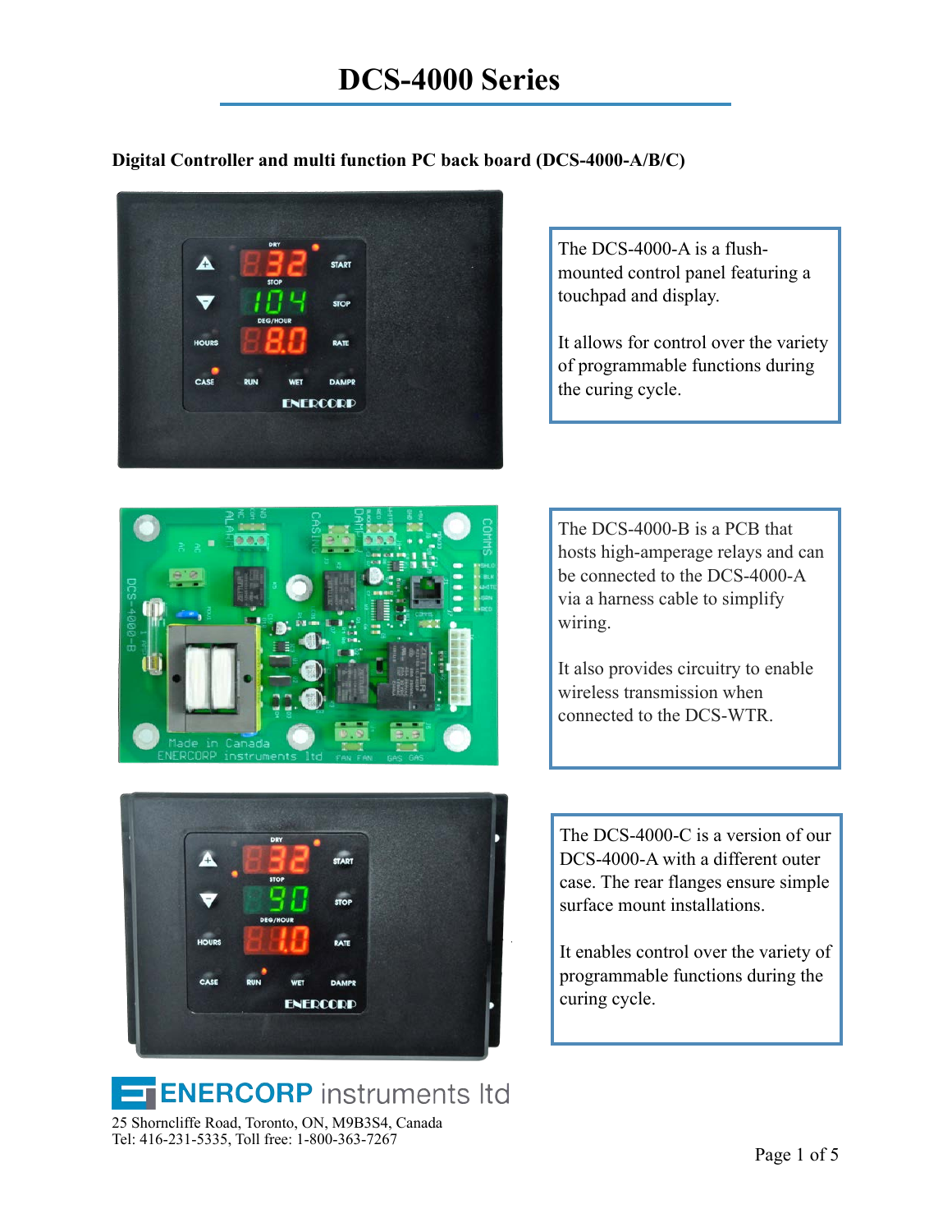# DCS-4000 Series

**Digital Controller and multi function PC back board (DCS-4000-A/B/C)**

The DCS-4000-A is a flush-mounted control panel featuring a touchpad and display.

It allows for control over the variety of programmable functions during the curing cycle.

The DCS-4000-B is a PCB that hosts high-amperage relays and can be connected to the DCS-4000-A via a harness cable to simplify wiring.

It also provides circuitry to enable wireless transmission when connected to the DCS-WTR.

The DCS-4000-C is a version of our DCS-4000-A with a different outer case. The rear flanges ensure simple surface mount installations.

It enables control over the variety of programmable functions during the curing cycle.

ENERCORP instruments ltd

25 Shorncliffe Road, Toronto, ON, M9B3S4, Canada
Tel: 416-231-5335, Toll free: 1-800-363-7267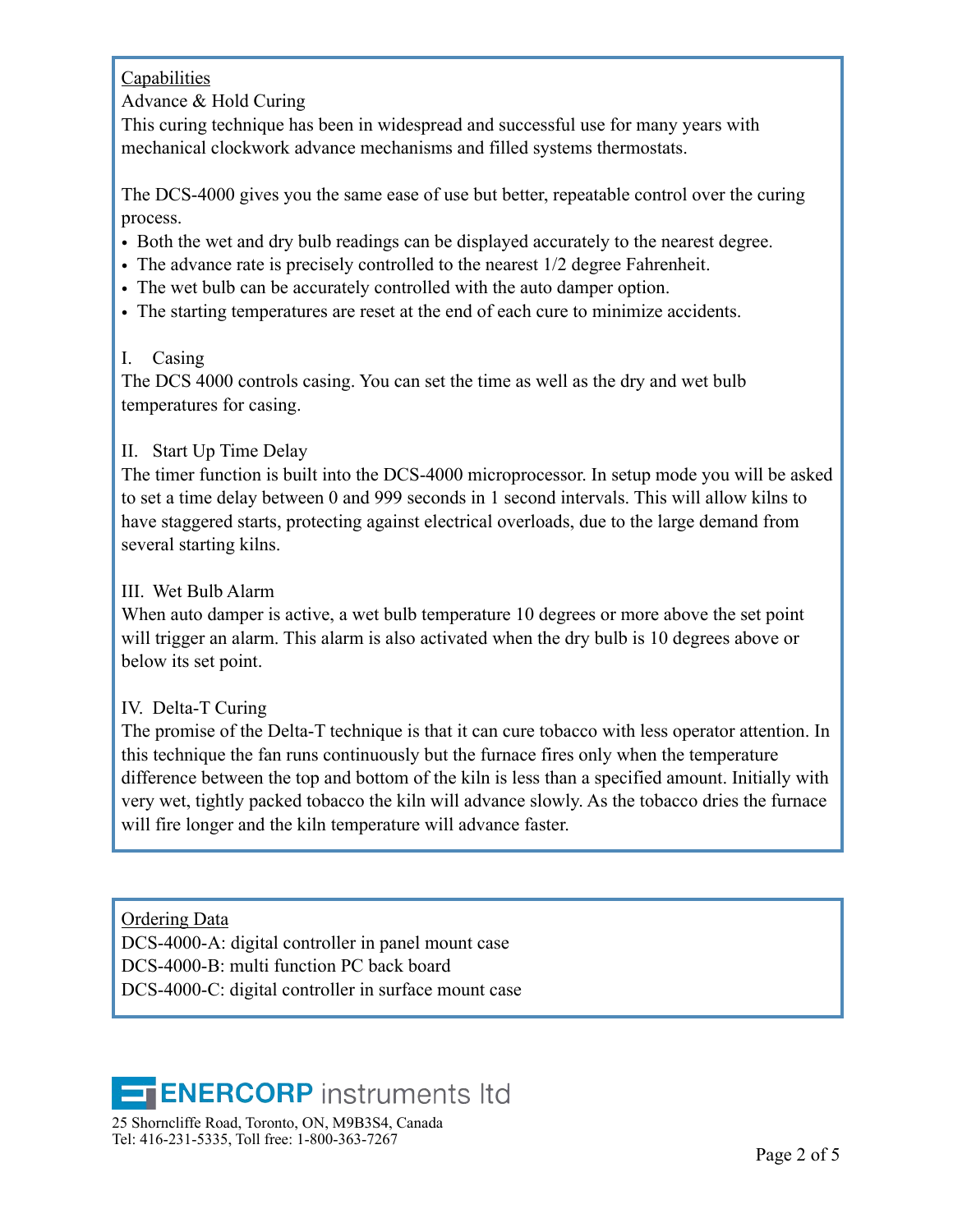## Capabilities

### Advance & Hold Curing

This curing technique has been in widespread and successful use for many years with mechanical clockwork advance mechanisms and filled systems thermostats.

The DCS-4000 gives you the same ease of use but better, repeatable control over the curing process.

- Both the wet and dry bulb readings can be displayed accurately to the nearest degree.
- The advance rate is precisely controlled to the nearest 1/2 degree Fahrenheit.
- The wet bulb can be accurately controlled with the auto damper option.
- The starting temperatures are reset at the end of each cure to minimize accidents.

### I. Casing

The DCS 4000 controls casing. You can set the time as well as the dry and wet bulb temperatures for casing.

### II. Start Up Time Delay

The timer function is built into the DCS-4000 microprocessor. In setup mode you will be asked to set a time delay between 0 and 999 seconds in 1 second intervals. This will allow kilns to have staggered starts, protecting against electrical overloads, due to the large demand from several starting kilns.

### III. Wet Bulb Alarm

When auto damper is active, a wet bulb temperature 10 degrees or more above the set point will trigger an alarm. This alarm is also activated when the dry bulb is 10 degrees above or below its set point.

### IV. Delta-T Curing

The promise of the Delta-T technique is that it can cure tobacco with less operator attention. In this technique the fan runs continuously but the furnace fires only when the temperature difference between the top and bottom of the kiln is less than a specified amount. Initially with very wet, tightly packed tobacco the kiln will advance slowly. As the tobacco dries the furnace will fire longer and the kiln temperature will advance faster.

## Ordering Data

DCS-4000-A: digital controller in panel mount case
DCS-4000-B: multi function PC back board
DCS-4000-C: digital controller in surface mount case

**ENERCORP** instruments ltd

25 Shorncliffe Road, Toronto, ON, M9B3S4, Canada
Tel: 416-231-5335, Toll free: 1-800-363-7267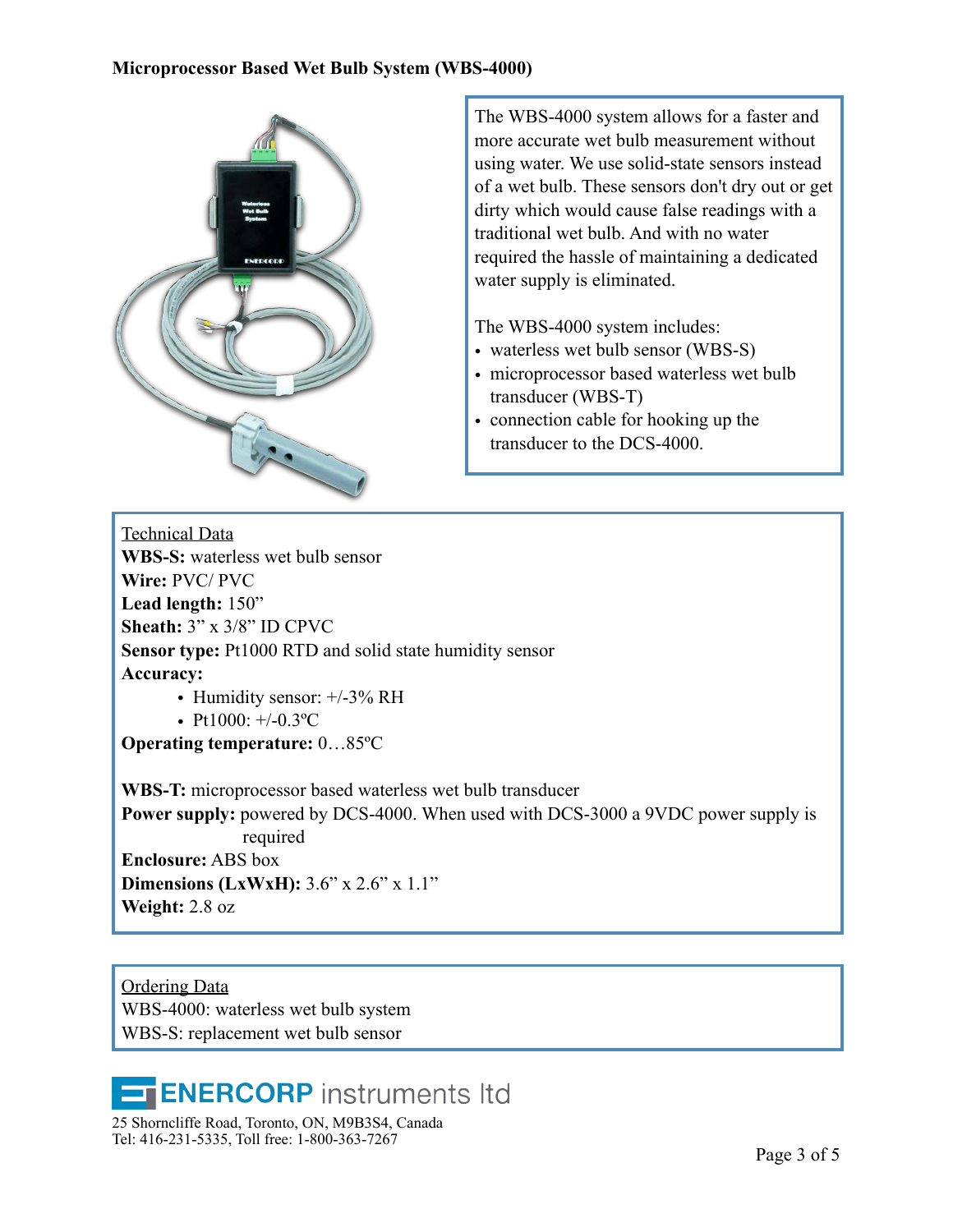**Microprocessor Based Wet Bulb System (WBS-4000)**

The WBS-4000 system allows for a faster and more accurate wet bulb measurement without using water. We use solid-state sensors instead of a wet bulb. These sensors don't dry out or get dirty which would cause false readings with a traditional wet bulb. And with no water required the hassle of maintaining a dedicated water supply is eliminated.

The WBS-4000 system includes:

- waterless wet bulb sensor (WBS-S)
- microprocessor based waterless wet bulb transducer (WBS-T)
- connection cable for hooking up the transducer to the DCS-4000.

Technical Data

**WBS-S:** waterless wet bulb sensor
**Wire:** PVC/ PVC
**Lead length:** 150”
**Sheath:** 3” x 3/8” ID CPVC
**Sensor type:** Pt1000 RTD and solid state humidity sensor
**Accuracy:**

- Humidity sensor: +/-3% RH
- Pt1000: +/-0.3ºC

**Operating temperature:** 0…85ºC

**WBS-T:** microprocessor based waterless wet bulb transducer
**Power supply:** powered by DCS-4000. When used with DCS-3000 a 9VDC power supply is required
**Enclosure:** ABS box
**Dimensions (LxWxH):** 3.6” x 2.6” x 1.1”
**Weight:** 2.8 oz

Ordering Data

WBS-4000: waterless wet bulb system
WBS-S: replacement wet bulb sensor

**ENERCORP** instruments ltd
25 Shorncliffe Road, Toronto, ON, M9B3S4, Canada
Tel: 416-231-5335, Toll free: 1-800-363-7267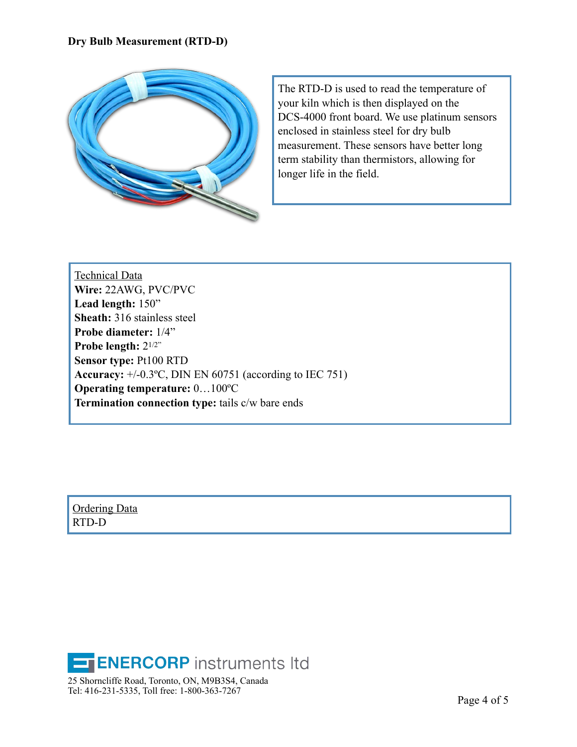**Dry Bulb Measurement (RTD-D)**

The RTD-D is used to read the temperature of your kiln which is then displayed on the DCS-4000 front board. We use platinum sensors enclosed in stainless steel for dry bulb measurement. These sensors have better long term stability than thermistors, allowing for longer life in the field.

<u>Technical Data</u>
**Wire:** 22AWG, PVC/PVC
**Lead length:** 150”
**Sheath:** 316 stainless steel
**Probe diameter:** 1/4”
**Probe length:** 2 1/2”
**Sensor type:** Pt100 RTD
**Accuracy:** +/-0.3ºC, DIN EN 60751 (according to IEC 751)
**Operating temperature:** 0…100ºC
**Termination connection type:** tails c/w bare ends

<u>Ordering Data</u>
RTD-D

ENERCORP instruments ltd
25 Shorncliffe Road, Toronto, ON, M9B3S4, Canada
Tel: 416-231-5335, Toll free: 1-800-363-7267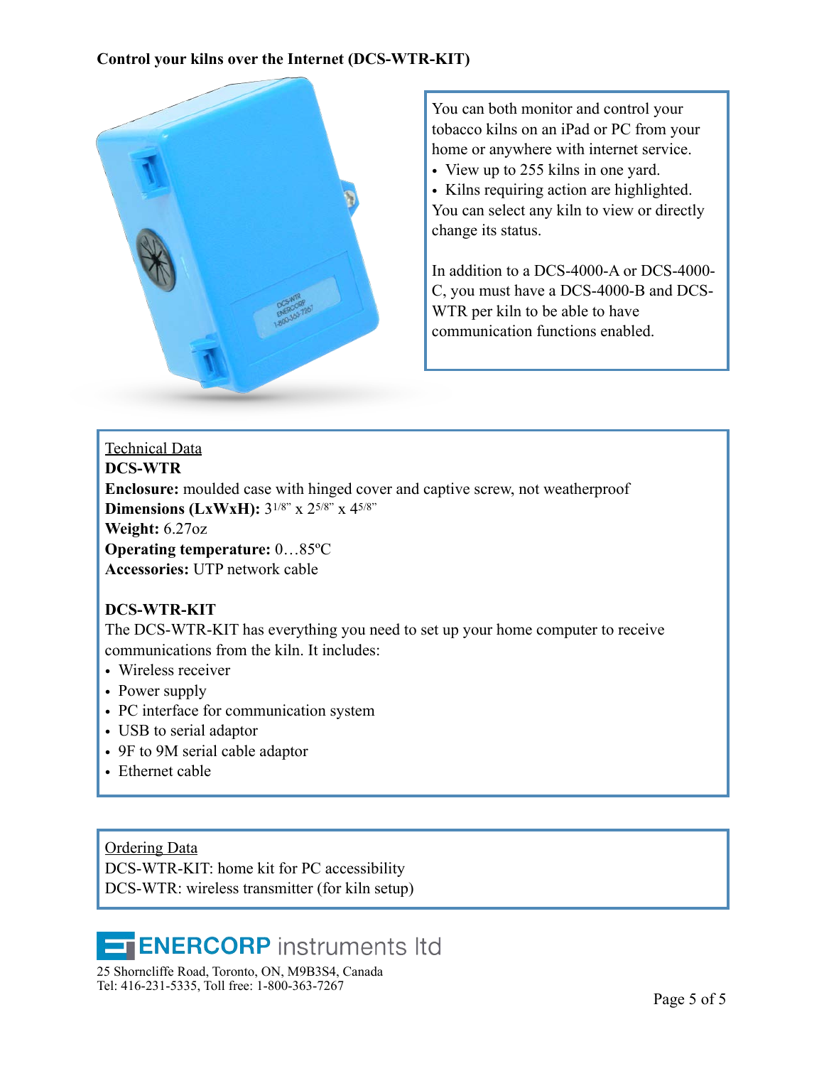**Control your kilns over the Internet (DCS-WTR-KIT)**

You can both monitor and control your tobacco kilns on an iPad or PC from your home or anywhere with internet service.

- View up to 255 kilns in one yard.
- Kilns requiring action are highlighted.

You can select any kiln to view or directly change its status.

In addition to a DCS-4000-A or DCS-4000-C, you must have a DCS-4000-B and DCS-WTR per kiln to be able to have communication functions enabled.

Technical Data

**DCS-WTR**

**Enclosure:** moulded case with hinged cover and captive screw, not weatherproof
**Dimensions (LxWxH):** 3 1/8" x 2 5/8" x 4 5/8"
**Weight:** 6.27oz
**Operating temperature:** 0…85ºC
**Accessories:** UTP network cable

**DCS-WTR-KIT**

The DCS-WTR-KIT has everything you need to set up your home computer to receive communications from the kiln. It includes:

- Wireless receiver
- Power supply
- PC interface for communication system
- USB to serial adaptor
- 9F to 9M serial cable adaptor
- Ethernet cable

Ordering Data

DCS-WTR-KIT: home kit for PC accessibility
DCS-WTR: wireless transmitter (for kiln setup)

**ENERCORP** instruments ltd
25 Shorncliffe Road, Toronto, ON, M9B3S4, Canada
Tel: 416-231-5335, Toll free: 1-800-363-7267